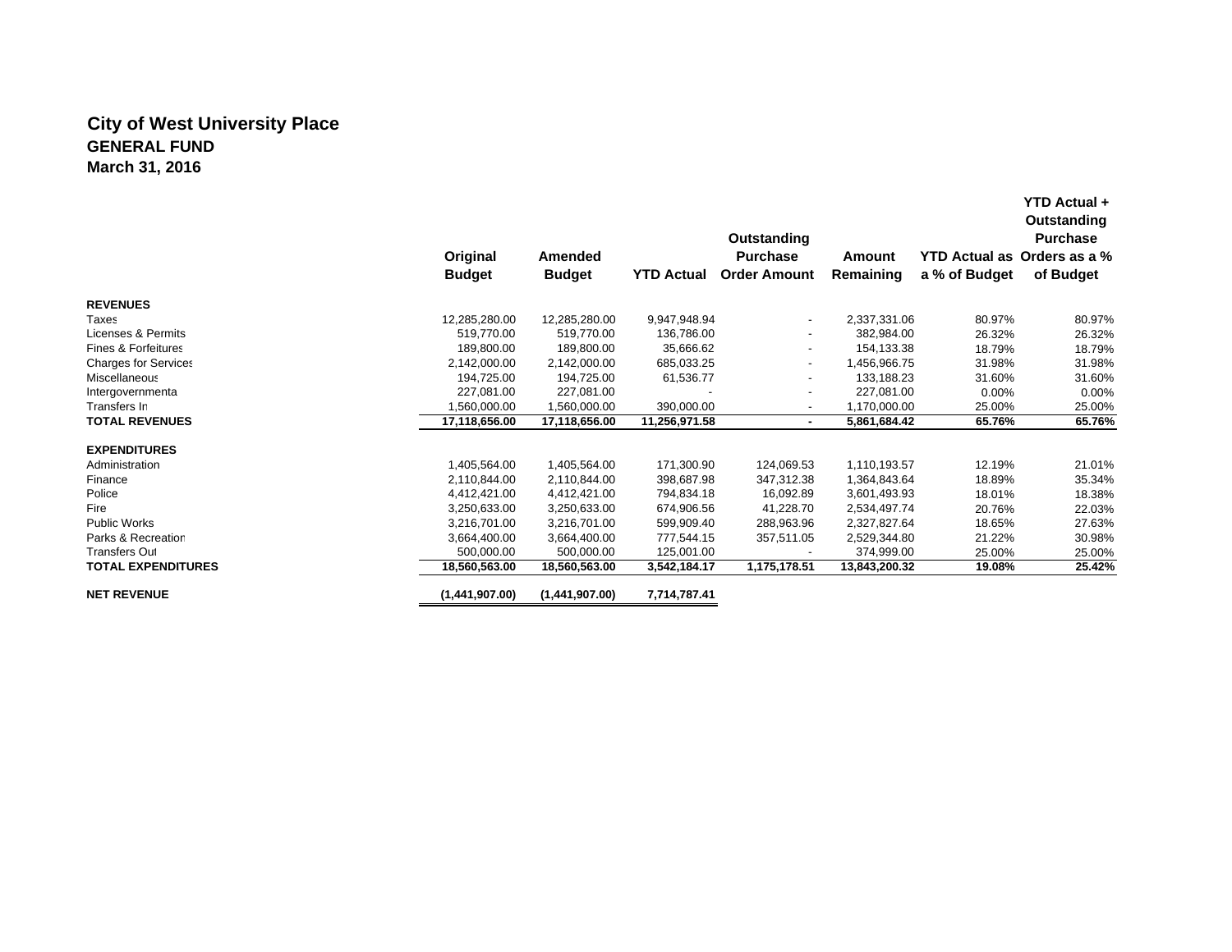# City of West University Place

## GENERAL FUND

### March 31, 2016

| | Original Budget | Amended Budget | YTD Actual | Outstanding Purchase Order Amount | Amount Remaining | YTD Actual as a % of Budget | YTD Actual + Outstanding Purchase Orders as a % of Budget |
|---|---|---|---|---|---|---|---|
| **REVENUES** | | | | | | | |
| Taxes | 12,285,280.00 | 12,285,280.00 | 9,947,948.94 | - | 2,337,331.06 | 80.97% | 80.97% |
| Licenses & Permits | 519,770.00 | 519,770.00 | 136,786.00 | - | 382,984.00 | 26.32% | 26.32% |
| Fines & Forfeitures | 189,800.00 | 189,800.00 | 35,666.62 | - | 154,133.38 | 18.79% | 18.79% |
| Charges for Services | 2,142,000.00 | 2,142,000.00 | 685,033.25 | - | 1,456,966.75 | 31.98% | 31.98% |
| Miscellaneous | 194,725.00 | 194,725.00 | 61,536.77 | - | 133,188.23 | 31.60% | 31.60% |
| Intergovernmental | 227,081.00 | 227,081.00 | - | - | 227,081.00 | 0.00% | 0.00% |
| Transfers In | 1,560,000.00 | 1,560,000.00 | 390,000.00 | - | 1,170,000.00 | 25.00% | 25.00% |
| **TOTAL REVENUES** | **17,118,656.00** | **17,118,656.00** | **11,256,971.58** | **-** | **5,861,684.42** | **65.76%** | **65.76%** |
| **EXPENDITURES** | | | | | | | |
| Administration | 1,405,564.00 | 1,405,564.00 | 171,300.90 | 124,069.53 | 1,110,193.57 | 12.19% | 21.01% |
| Finance | 2,110,844.00 | 2,110,844.00 | 398,687.98 | 347,312.38 | 1,364,843.64 | 18.89% | 35.34% |
| Police | 4,412,421.00 | 4,412,421.00 | 794,834.18 | 16,092.89 | 3,601,493.93 | 18.01% | 18.38% |
| Fire | 3,250,633.00 | 3,250,633.00 | 674,906.56 | 41,228.70 | 2,534,497.74 | 20.76% | 22.03% |
| Public Works | 3,216,701.00 | 3,216,701.00 | 599,909.40 | 288,963.96 | 2,327,827.64 | 18.65% | 27.63% |
| Parks & Recreation | 3,664,400.00 | 3,664,400.00 | 777,544.15 | 357,511.05 | 2,529,344.80 | 21.22% | 30.98% |
| Transfers Out | 500,000.00 | 500,000.00 | 125,001.00 | - | 374,999.00 | 25.00% | 25.00% |
| **TOTAL EXPENDITURES** | **18,560,563.00** | **18,560,563.00** | **3,542,184.17** | **1,175,178.51** | **13,843,200.32** | **19.08%** | **25.42%** |
| **NET REVENUE** | **(1,441,907.00)** | **(1,441,907.00)** | **7,714,787.41** | | | | |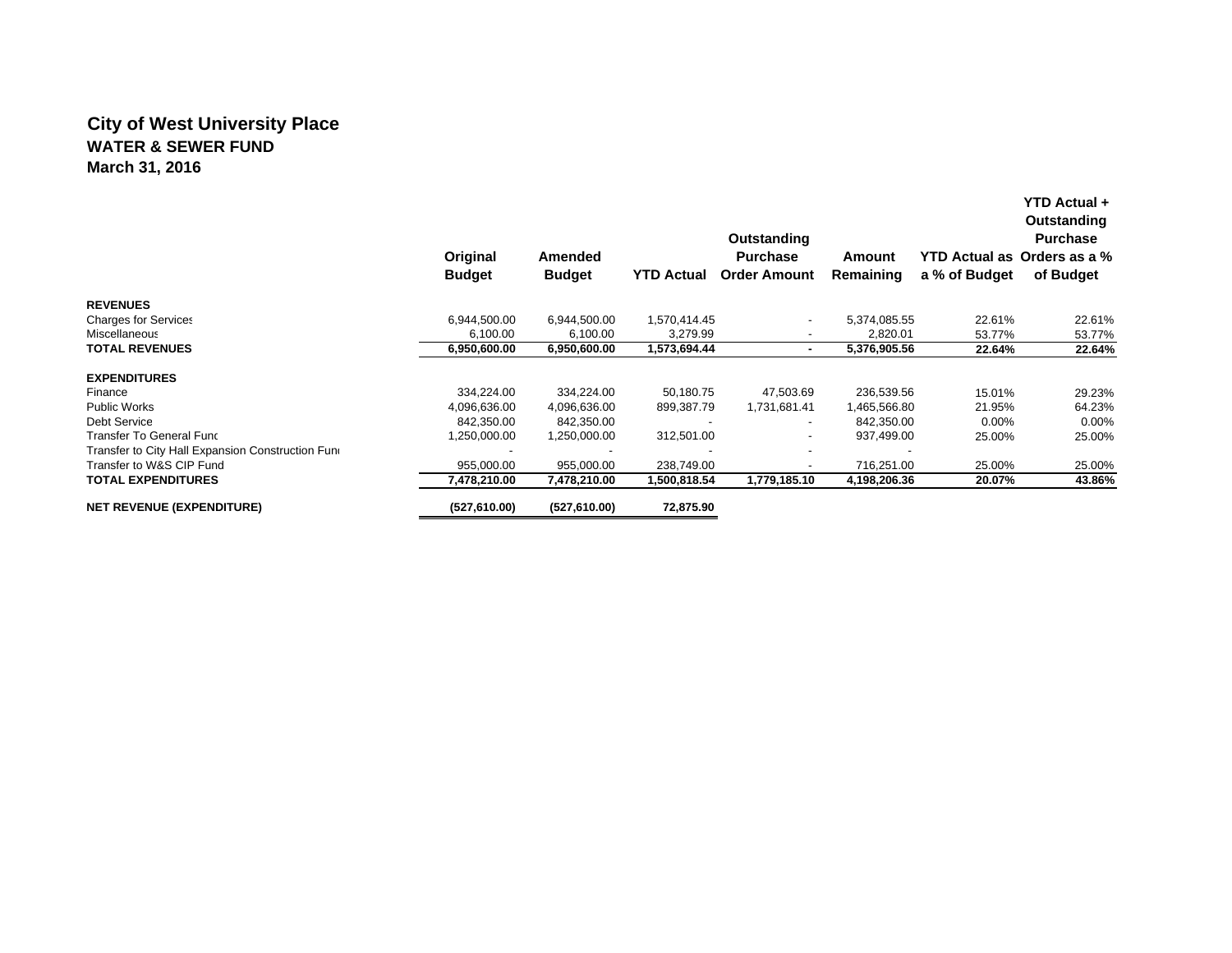# City of West University Place

## WATER & SEWER FUND

### March 31, 2016

| | Original Budget | Amended Budget | YTD Actual | Outstanding Purchase Order Amount | Amount Remaining | YTD Actual as a % of Budget | YTD Actual + Outstanding Purchase Orders as a % of Budget |
|---|---|---|---|---|---|---|---|
| **REVENUES** | | | | | | | |
| Charges for Services | 6,944,500.00 | 6,944,500.00 | 1,570,414.45 | - | 5,374,085.55 | 22.61% | 22.61% |
| Miscellaneous | 6,100.00 | 6,100.00 | 3,279.99 | - | 2,820.01 | 53.77% | 53.77% |
| **TOTAL REVENUES** | **6,950,600.00** | **6,950,600.00** | **1,573,694.44** | **-** | **5,376,905.56** | **22.64%** | **22.64%** |
| **EXPENDITURES** | | | | | | | |
| Finance | 334,224.00 | 334,224.00 | 50,180.75 | 47,503.69 | 236,539.56 | 15.01% | 29.23% |
| Public Works | 4,096,636.00 | 4,096,636.00 | 899,387.79 | 1,731,681.41 | 1,465,566.80 | 21.95% | 64.23% |
| Debt Service | 842,350.00 | 842,350.00 | - | - | 842,350.00 | 0.00% | 0.00% |
| Transfer To General Fund | 1,250,000.00 | 1,250,000.00 | 312,501.00 | - | 937,499.00 | 25.00% | 25.00% |
| Transfer to City Hall Expansion Construction Fund | - | - | - | - | - | | |
| Transfer to W&S CIP Fund | 955,000.00 | 955,000.00 | 238,749.00 | - | 716,251.00 | 25.00% | 25.00% |
| **TOTAL EXPENDITURES** | **7,478,210.00** | **7,478,210.00** | **1,500,818.54** | **1,779,185.10** | **4,198,206.36** | **20.07%** | **43.86%** |
| **NET REVENUE (EXPENDITURE)** | **(527,610.00)** | **(527,610.00)** | **72,875.90** | | | | |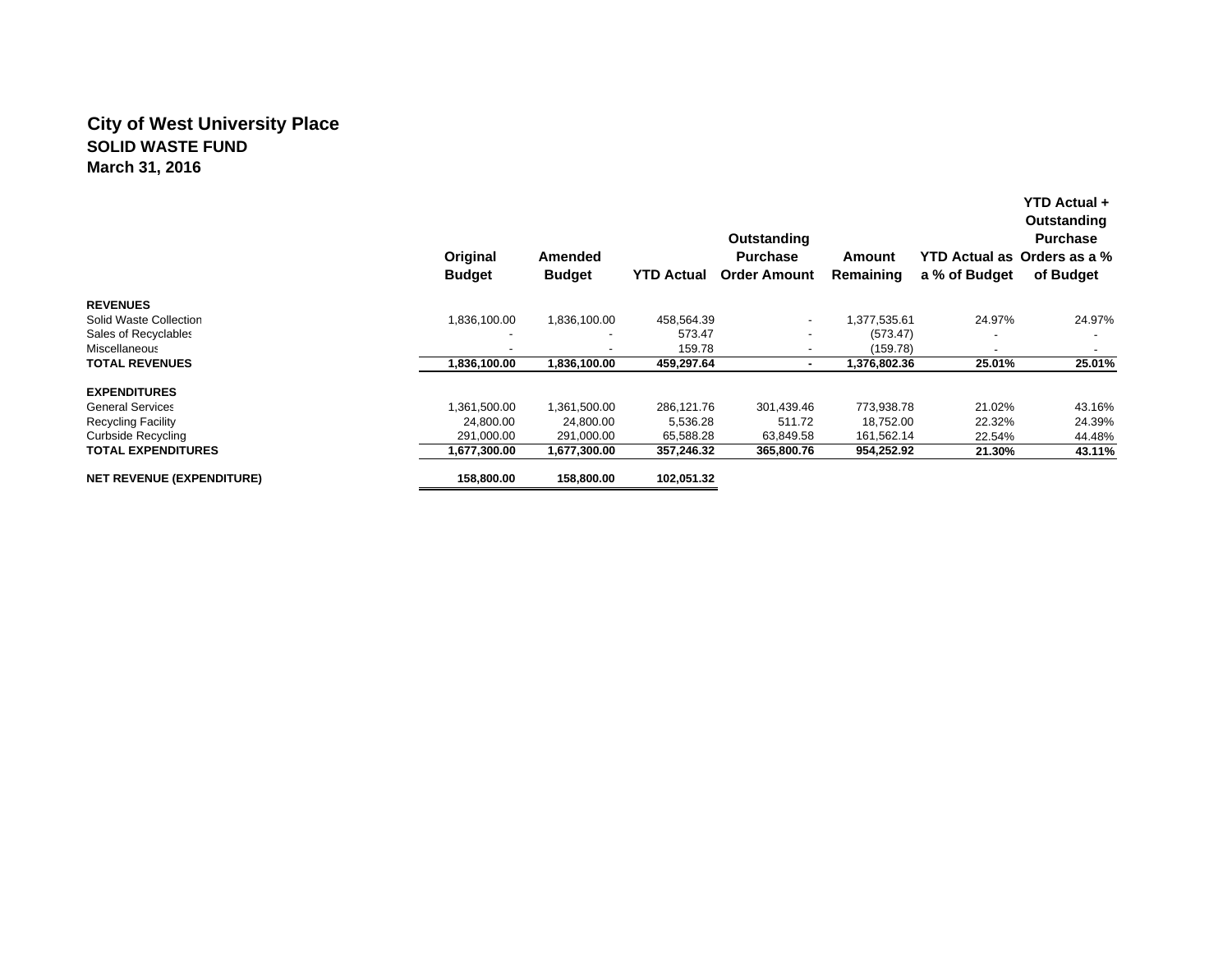# City of West University Place

## SOLID WASTE FUND

### March 31, 2016

| | Original Budget | Amended Budget | YTD Actual | Outstanding Purchase Order Amount | Amount Remaining | YTD Actual as a % of Budget | YTD Actual + Outstanding Purchase Orders as a % of Budget |
|---|---|---|---|---|---|---|---|
| **REVENUES** | | | | | | | |
| Solid Waste Collection | 1,836,100.00 | 1,836,100.00 | 458,564.39 | - | 1,377,535.61 | 24.97% | 24.97% |
| Sales of Recyclables | - | - | 573.47 | - | (573.47) | - | - |
| Miscellaneous | - | - | 159.78 | - | (159.78) | - | - |
| **TOTAL REVENUES** | **1,836,100.00** | **1,836,100.00** | **459,297.64** | **-** | **1,376,802.36** | **25.01%** | **25.01%** |
| **EXPENDITURES** | | | | | | | |
| General Services | 1,361,500.00 | 1,361,500.00 | 286,121.76 | 301,439.46 | 773,938.78 | 21.02% | 43.16% |
| Recycling Facility | 24,800.00 | 24,800.00 | 5,536.28 | 511.72 | 18,752.00 | 22.32% | 24.39% |
| Curbside Recycling | 291,000.00 | 291,000.00 | 65,588.28 | 63,849.58 | 161,562.14 | 22.54% | 44.48% |
| **TOTAL EXPENDITURES** | **1,677,300.00** | **1,677,300.00** | **357,246.32** | **365,800.76** | **954,252.92** | **21.30%** | **43.11%** |
| **NET REVENUE (EXPENDITURE)** | **158,800.00** | **158,800.00** | **102,051.32** | | | | |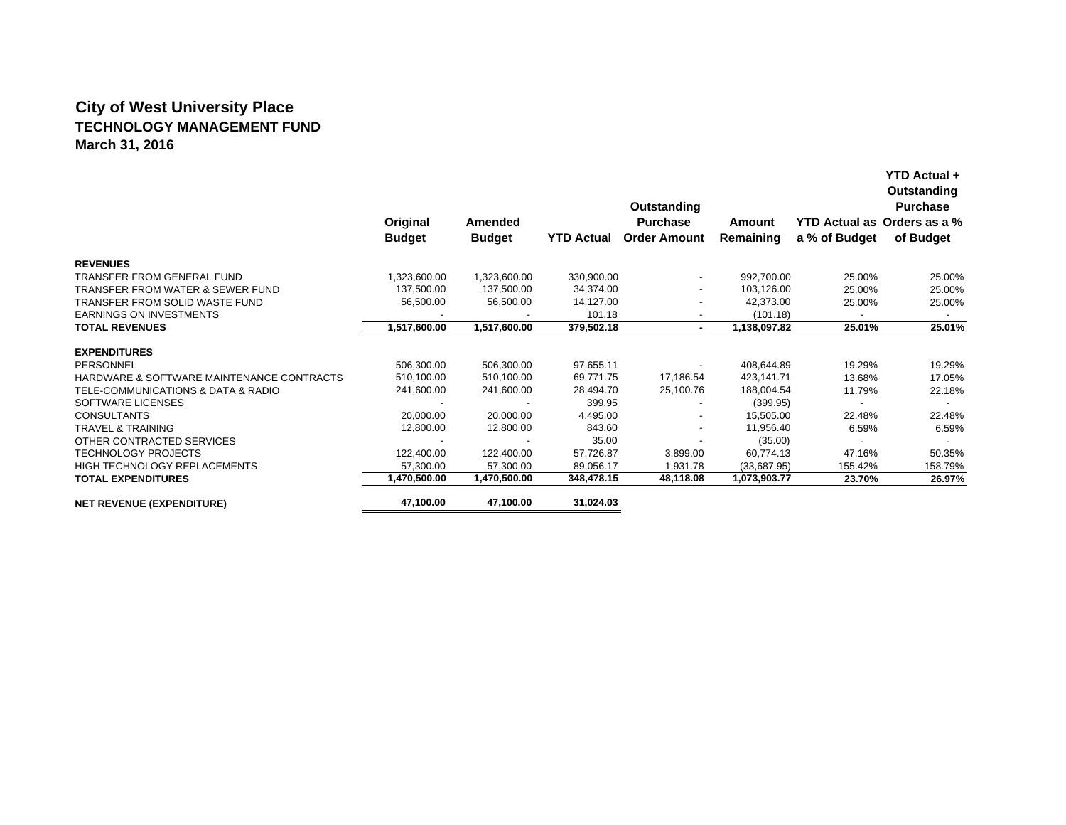# City of West University Place

## TECHNOLOGY MANAGEMENT FUND

### March 31, 2016

| | Original Budget | Amended Budget | YTD Actual | Outstanding Purchase Order Amount | Amount Remaining | YTD Actual as a % of Budget | YTD Actual + Outstanding Purchase Orders as a % of Budget |
|---|---|---|---|---|---|---|---|
| **REVENUES** | | | | | | | |
| TRANSFER FROM GENERAL FUND | 1,323,600.00 | 1,323,600.00 | 330,900.00 | - | 992,700.00 | 25.00% | 25.00% |
| TRANSFER FROM WATER & SEWER FUND | 137,500.00 | 137,500.00 | 34,374.00 | - | 103,126.00 | 25.00% | 25.00% |
| TRANSFER FROM SOLID WASTE FUND | 56,500.00 | 56,500.00 | 14,127.00 | - | 42,373.00 | 25.00% | 25.00% |
| EARNINGS ON INVESTMENTS | - | - | 101.18 | - | (101.18) | - | - |
| **TOTAL REVENUES** | **1,517,600.00** | **1,517,600.00** | **379,502.18** | **-** | **1,138,097.82** | **25.01%** | **25.01%** |
| **EXPENDITURES** | | | | | | | |
| PERSONNEL | 506,300.00 | 506,300.00 | 97,655.11 | - | 408,644.89 | 19.29% | 19.29% |
| HARDWARE & SOFTWARE MAINTENANCE CONTRACTS | 510,100.00 | 510,100.00 | 69,771.75 | 17,186.54 | 423,141.71 | 13.68% | 17.05% |
| TELE-COMMUNICATIONS & DATA & RADIO | 241,600.00 | 241,600.00 | 28,494.70 | 25,100.76 | 188,004.54 | 11.79% | 22.18% |
| SOFTWARE LICENSES | - | - | 399.95 | - | (399.95) | - | - |
| CONSULTANTS | 20,000.00 | 20,000.00 | 4,495.00 | - | 15,505.00 | 22.48% | 22.48% |
| TRAVEL & TRAINING | 12,800.00 | 12,800.00 | 843.60 | - | 11,956.40 | 6.59% | 6.59% |
| OTHER CONTRACTED SERVICES | - | - | 35.00 | - | (35.00) | - | - |
| TECHNOLOGY PROJECTS | 122,400.00 | 122,400.00 | 57,726.87 | 3,899.00 | 60,774.13 | 47.16% | 50.35% |
| HIGH TECHNOLOGY REPLACEMENTS | 57,300.00 | 57,300.00 | 89,056.17 | 1,931.78 | (33,687.95) | 155.42% | 158.79% |
| **TOTAL EXPENDITURES** | **1,470,500.00** | **1,470,500.00** | **348,478.15** | **48,118.08** | **1,073,903.77** | **23.70%** | **26.97%** |
| **NET REVENUE (EXPENDITURE)** | **47,100.00** | **47,100.00** | **31,024.03** | | | | |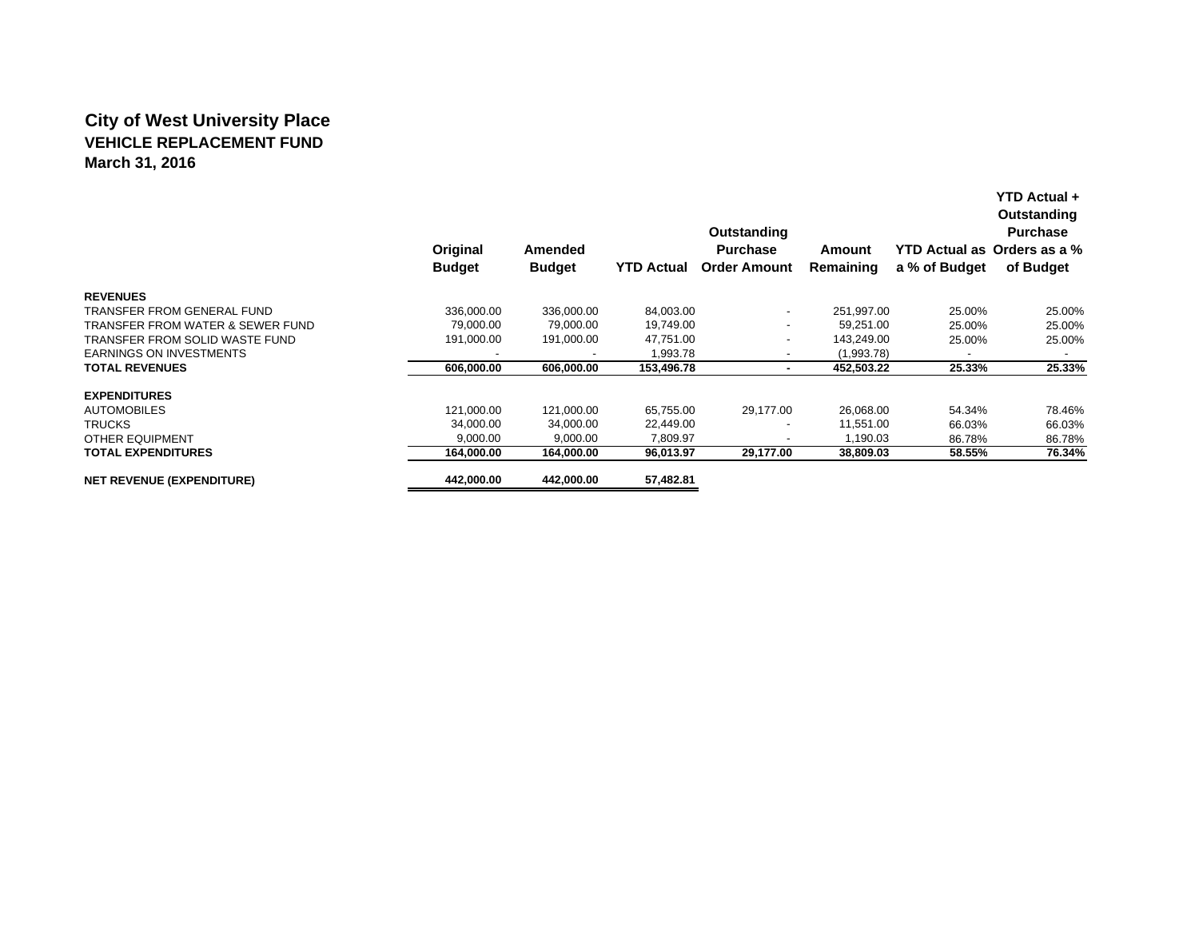# City of West University Place
## VEHICLE REPLACEMENT FUND
### March 31, 2016

| | Original Budget | Amended Budget | YTD Actual | Outstanding Purchase Order Amount | Amount Remaining | YTD Actual as a % of Budget | YTD Actual + Outstanding Purchase Orders as a % of Budget |
|---|---|---|---|---|---|---|---|
| **REVENUES** | | | | | | | |
| TRANSFER FROM GENERAL FUND | 336,000.00 | 336,000.00 | 84,003.00 | - | 251,997.00 | 25.00% | 25.00% |
| TRANSFER FROM WATER & SEWER FUND | 79,000.00 | 79,000.00 | 19,749.00 | - | 59,251.00 | 25.00% | 25.00% |
| TRANSFER FROM SOLID WASTE FUND | 191,000.00 | 191,000.00 | 47,751.00 | - | 143,249.00 | 25.00% | 25.00% |
| EARNINGS ON INVESTMENTS | - | - | 1,993.78 | - | (1,993.78) | - | - |
| **TOTAL REVENUES** | **606,000.00** | **606,000.00** | **153,496.78** | **-** | **452,503.22** | **25.33%** | **25.33%** |
| **EXPENDITURES** | | | | | | | |
| AUTOMOBILES | 121,000.00 | 121,000.00 | 65,755.00 | 29,177.00 | 26,068.00 | 54.34% | 78.46% |
| TRUCKS | 34,000.00 | 34,000.00 | 22,449.00 | - | 11,551.00 | 66.03% | 66.03% |
| OTHER EQUIPMENT | 9,000.00 | 9,000.00 | 7,809.97 | - | 1,190.03 | 86.78% | 86.78% |
| **TOTAL EXPENDITURES** | **164,000.00** | **164,000.00** | **96,013.97** | **29,177.00** | **38,809.03** | **58.55%** | **76.34%** |
| **NET REVENUE (EXPENDITURE)** | **442,000.00** | **442,000.00** | **57,482.81** | | | | |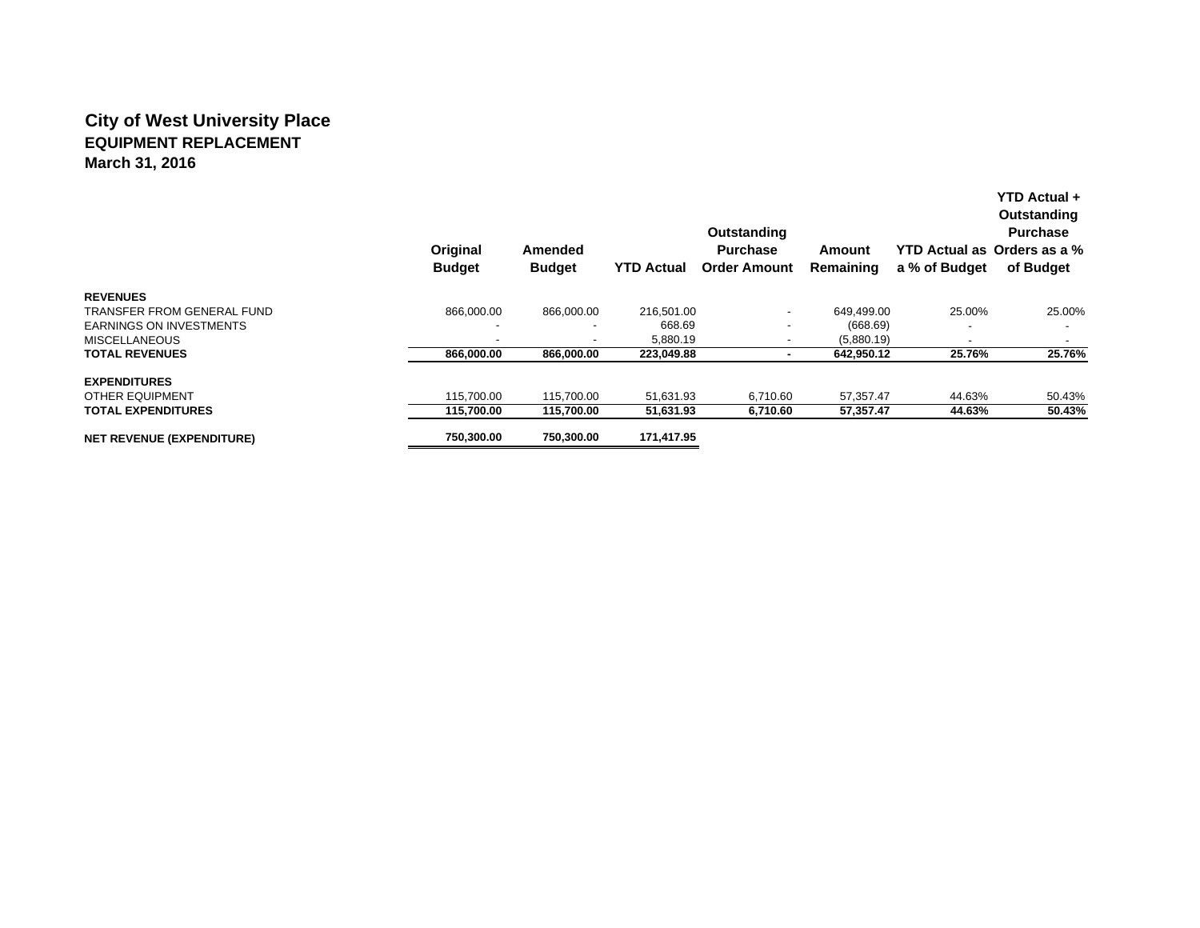# City of West University Place

## EQUIPMENT REPLACEMENT

### March 31, 2016

| | Original Budget | Amended Budget | YTD Actual | Outstanding Purchase Order Amount | Amount Remaining | YTD Actual as a % of Budget | YTD Actual + Outstanding Purchase Orders as a % of Budget |
|---|---|---|---|---|---|---|---|
| **REVENUES** | | | | | | | |
| TRANSFER FROM GENERAL FUND | 866,000.00 | 866,000.00 | 216,501.00 | - | 649,499.00 | 25.00% | 25.00% |
| EARNINGS ON INVESTMENTS | - | - | 668.69 | - | (668.69) | - | - |
| MISCELLANEOUS | - | - | 5,880.19 | - | (5,880.19) | - | - |
| **TOTAL REVENUES** | **866,000.00** | **866,000.00** | **223,049.88** | **-** | **642,950.12** | **25.76%** | **25.76%** |
| **EXPENDITURES** | | | | | | | |
| OTHER EQUIPMENT | 115,700.00 | 115,700.00 | 51,631.93 | 6,710.60 | 57,357.47 | 44.63% | 50.43% |
| **TOTAL EXPENDITURES** | **115,700.00** | **115,700.00** | **51,631.93** | **6,710.60** | **57,357.47** | **44.63%** | **50.43%** |
| **NET REVENUE (EXPENDITURE)** | **750,300.00** | **750,300.00** | **171,417.95** | | | | |